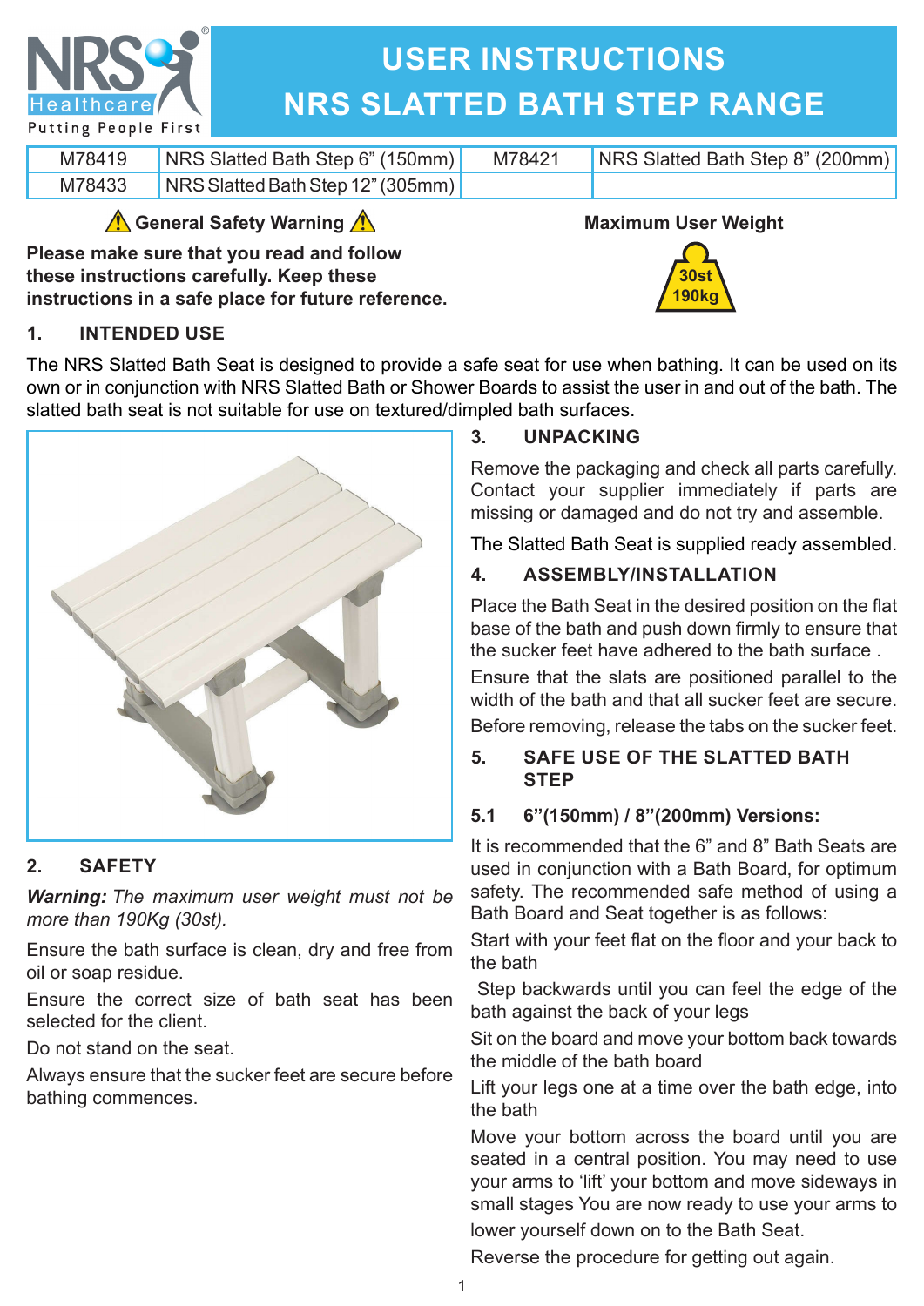# USER INSTRUCTIONS
# NRS SLATTED BATH STEP RANGE

| M78419 | NRS Slatted Bath Step 6" (150mm) | M78421 | NRS Slatted Bath Step 8" (200mm) |
|---|---|---|---|
| M78433 | NRS Slatted Bath Step 12" (305mm) | | |

**⚠ General Safety Warning ⚠**

**Please make sure that you read and follow these instructions carefully. Keep these instructions in a safe place for future reference.**

**Maximum User Weight**

30st
190kg

## 1. INTENDED USE

The NRS Slatted Bath Seat is designed to provide a safe seat for use when bathing. It can be used on its own or in conjunction with NRS Slatted Bath or Shower Boards to assist the user in and out of the bath. The slatted bath seat is not suitable for use on textured/dimpled bath surfaces.

## 2. SAFETY

***Warning:*** *The maximum user weight must not be more than 190Kg (30st).*

Ensure the bath surface is clean, dry and free from oil or soap residue.

Ensure the correct size of bath seat has been selected for the client.

Do not stand on the seat.

Always ensure that the sucker feet are secure before bathing commences.

## 3. UNPACKING

Remove the packaging and check all parts carefully. Contact your supplier immediately if parts are missing or damaged and do not try and assemble.

The Slatted Bath Seat is supplied ready assembled.

## 4. ASSEMBLY/INSTALLATION

Place the Bath Seat in the desired position on the flat base of the bath and push down firmly to ensure that the sucker feet have adhered to the bath surface .

Ensure that the slats are positioned parallel to the width of the bath and that all sucker feet are secure.

Before removing, release the tabs on the sucker feet.

## 5. SAFE USE OF THE SLATTED BATH STEP

### 5.1 6"(150mm) / 8"(200mm) Versions:

It is recommended that the 6" and 8" Bath Seats are used in conjunction with a Bath Board, for optimum safety. The recommended safe method of using a Bath Board and Seat together is as follows:

Start with your feet flat on the floor and your back to the bath

Step backwards until you can feel the edge of the bath against the back of your legs

Sit on the board and move your bottom back towards the middle of the bath board

Lift your legs one at a time over the bath edge, into the bath

Move your bottom across the board until you are seated in a central position. You may need to use your arms to 'lift' your bottom and move sideways in small stages You are now ready to use your arms to lower yourself down on to the Bath Seat.

Reverse the procedure for getting out again.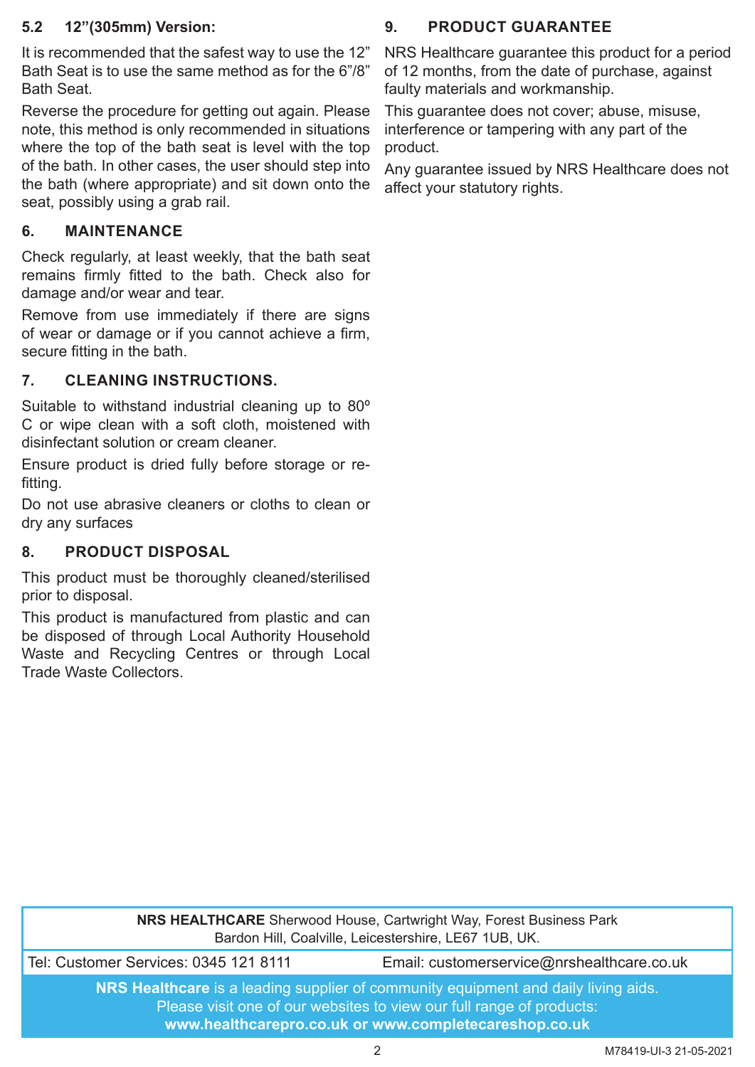### 5.2 12"(305mm) Version:

It is recommended that the safest way to use the 12" Bath Seat is to use the same method as for the 6"/8" Bath Seat.

Reverse the procedure for getting out again. Please note, this method is only recommended in situations where the top of the bath seat is level with the top of the bath. In other cases, the user should step into the bath (where appropriate) and sit down onto the seat, possibly using a grab rail.

## 6. MAINTENANCE

Check regularly, at least weekly, that the bath seat remains firmly fitted to the bath. Check also for damage and/or wear and tear.

Remove from use immediately if there are signs of wear or damage or if you cannot achieve a firm, secure fitting in the bath.

## 7. CLEANING INSTRUCTIONS.

Suitable to withstand industrial cleaning up to 80º C or wipe clean with a soft cloth, moistened with disinfectant solution or cream cleaner.

Ensure product is dried fully before storage or re-fitting.

Do not use abrasive cleaners or cloths to clean or dry any surfaces

## 8. PRODUCT DISPOSAL

This product must be thoroughly cleaned/sterilised prior to disposal.

This product is manufactured from plastic and can be disposed of through Local Authority Household Waste and Recycling Centres or through Local Trade Waste Collectors.

## 9. PRODUCT GUARANTEE

NRS Healthcare guarantee this product for a period of 12 months, from the date of purchase, against faulty materials and workmanship.

This guarantee does not cover; abuse, misuse, interference or tampering with any part of the product.

Any guarantee issued by NRS Healthcare does not affect your statutory rights.

**NRS HEALTHCARE** Sherwood House, Cartwright Way, Forest Business Park
Bardon Hill, Coalville, Leicestershire, LE67 1UB, UK.

Tel: Customer Services: 0345 121 8111

Email: customerservice@nrshealthcare.co.uk

**NRS Healthcare** is a leading supplier of community equipment and daily living aids.
Please visit one of our websites to view our full range of products:
**www.healthcarepro.co.uk or www.completecareshop.co.uk**

M78419-UI-3 21-05-2021